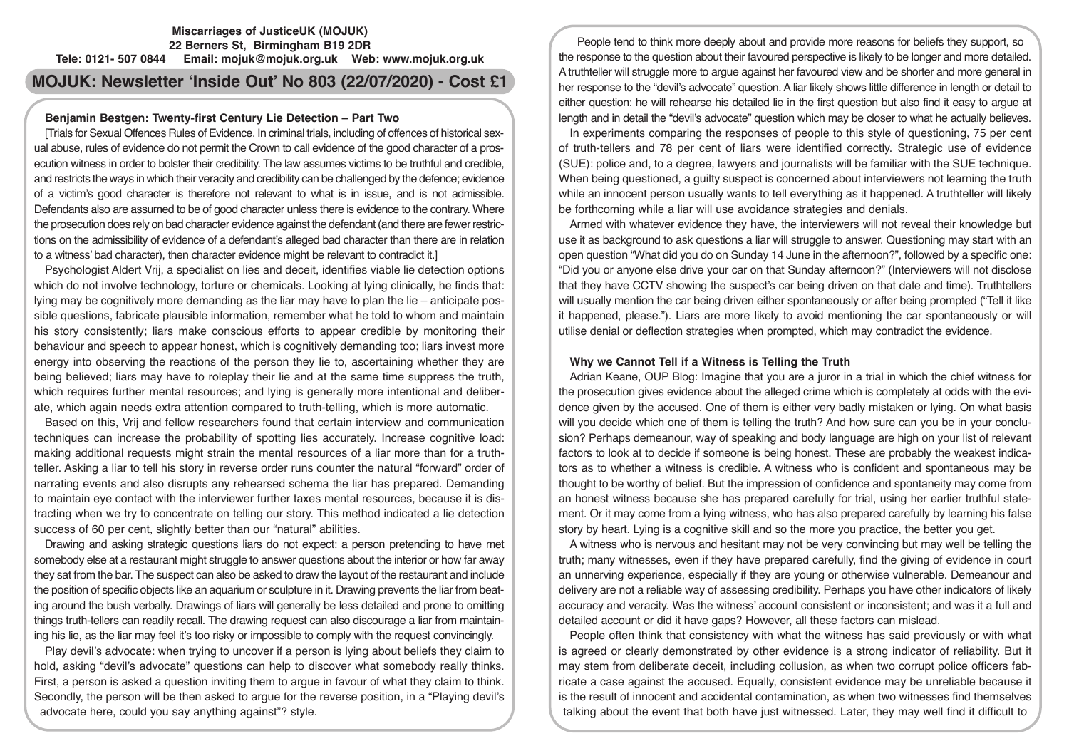**Miscarriages of JusticeUK (MOJUK)**
**22 Berners St, Birmingham B19 2DR**
**Tele: 0121- 507 0844 Email: mojuk@mojuk.org.uk Web: www.mojuk.org.uk**

# MOJUK: Newsletter 'Inside Out' No 803 (22/07/2020) - Cost £1

## Benjamin Bestgen: Twenty-first Century Lie Detection – Part Two

[Trials for Sexual Offences Rules of Evidence. In criminal trials, including of offences of historical sexual abuse, rules of evidence do not permit the Crown to call evidence of the good character of a prosecution witness in order to bolster their credibility. The law assumes victims to be truthful and credible, and restricts the ways in which their veracity and credibility can be challenged by the defence; evidence of a victim's good character is therefore not relevant to what is in issue, and is not admissible. Defendants also are assumed to be of good character unless there is evidence to the contrary. Where the prosecution does rely on bad character evidence against the defendant (and there are fewer restrictions on the admissibility of evidence of a defendant's alleged bad character than there are in relation to a witness' bad character), then character evidence might be relevant to contradict it.]

Psychologist Aldert Vrij, a specialist on lies and deceit, identifies viable lie detection options which do not involve technology, torture or chemicals. Looking at lying clinically, he finds that: lying may be cognitively more demanding as the liar may have to plan the lie – anticipate possible questions, fabricate plausible information, remember what he told to whom and maintain his story consistently; liars make conscious efforts to appear credible by monitoring their behaviour and speech to appear honest, which is cognitively demanding too; liars invest more energy into observing the reactions of the person they lie to, ascertaining whether they are being believed; liars may have to roleplay their lie and at the same time suppress the truth, which requires further mental resources; and lying is generally more intentional and deliberate, which again needs extra attention compared to truth-telling, which is more automatic.

Based on this, Vrij and fellow researchers found that certain interview and communication techniques can increase the probability of spotting lies accurately. Increase cognitive load: making additional requests might strain the mental resources of a liar more than for a truthteller. Asking a liar to tell his story in reverse order runs counter the natural "forward" order of narrating events and also disrupts any rehearsed schema the liar has prepared. Demanding to maintain eye contact with the interviewer further taxes mental resources, because it is distracting when we try to concentrate on telling our story. This method indicated a lie detection success of 60 per cent, slightly better than our "natural" abilities.

Drawing and asking strategic questions liars do not expect: a person pretending to have met somebody else at a restaurant might struggle to answer questions about the interior or how far away they sat from the bar. The suspect can also be asked to draw the layout of the restaurant and include the position of specific objects like an aquarium or sculpture in it. Drawing prevents the liar from beating around the bush verbally. Drawings of liars will generally be less detailed and prone to omitting things truth-tellers can readily recall. The drawing request can also discourage a liar from maintaining his lie, as the liar may feel it's too risky or impossible to comply with the request convincingly.

Play devil's advocate: when trying to uncover if a person is lying about beliefs they claim to hold, asking "devil's advocate" questions can help to discover what somebody really thinks. First, a person is asked a question inviting them to argue in favour of what they claim to think. Secondly, the person will be then asked to argue for the reverse position, in a "Playing devil's advocate here, could you say anything against"? style.

People tend to think more deeply about and provide more reasons for beliefs they support, so the response to the question about their favoured perspective is likely to be longer and more detailed. A truthteller will struggle more to argue against her favoured view and be shorter and more general in her response to the "devil's advocate" question. A liar likely shows little difference in length or detail to either question: he will rehearse his detailed lie in the first question but also find it easy to argue at length and in detail the "devil's advocate" question which may be closer to what he actually believes.

In experiments comparing the responses of people to this style of questioning, 75 per cent of truth-tellers and 78 per cent of liars were identified correctly. Strategic use of evidence (SUE): police and, to a degree, lawyers and journalists will be familiar with the SUE technique. When being questioned, a guilty suspect is concerned about interviewers not learning the truth while an innocent person usually wants to tell everything as it happened. A truthteller will likely be forthcoming while a liar will use avoidance strategies and denials.

Armed with whatever evidence they have, the interviewers will not reveal their knowledge but use it as background to ask questions a liar will struggle to answer. Questioning may start with an open question "What did you do on Sunday 14 June in the afternoon?", followed by a specific one: "Did you or anyone else drive your car on that Sunday afternoon?" (Interviewers will not disclose that they have CCTV showing the suspect's car being driven on that date and time). Truthtellers will usually mention the car being driven either spontaneously or after being prompted ("Tell it like it happened, please."). Liars are more likely to avoid mentioning the car spontaneously or will utilise denial or deflection strategies when prompted, which may contradict the evidence.

## Why we Cannot Tell if a Witness is Telling the Truth

Adrian Keane, OUP Blog: Imagine that you are a juror in a trial in which the chief witness for the prosecution gives evidence about the alleged crime which is completely at odds with the evidence given by the accused. One of them is either very badly mistaken or lying. On what basis will you decide which one of them is telling the truth? And how sure can you be in your conclusion? Perhaps demeanour, way of speaking and body language are high on your list of relevant factors to look at to decide if someone is being honest. These are probably the weakest indicators as to whether a witness is credible. A witness who is confident and spontaneous may be thought to be worthy of belief. But the impression of confidence and spontaneity may come from an honest witness because she has prepared carefully for trial, using her earlier truthful statement. Or it may come from a lying witness, who has also prepared carefully by learning his false story by heart. Lying is a cognitive skill and so the more you practice, the better you get.

A witness who is nervous and hesitant may not be very convincing but may well be telling the truth; many witnesses, even if they have prepared carefully, find the giving of evidence in court an unnerving experience, especially if they are young or otherwise vulnerable. Demeanour and delivery are not a reliable way of assessing credibility. Perhaps you have other indicators of likely accuracy and veracity. Was the witness' account consistent or inconsistent; and was it a full and detailed account or did it have gaps? However, all these factors can mislead.

People often think that consistency with what the witness has said previously or with what is agreed or clearly demonstrated by other evidence is a strong indicator of reliability. But it may stem from deliberate deceit, including collusion, as when two corrupt police officers fabricate a case against the accused. Equally, consistent evidence may be unreliable because it is the result of innocent and accidental contamination, as when two witnesses find themselves talking about the event that both have just witnessed. Later, they may well find it difficult to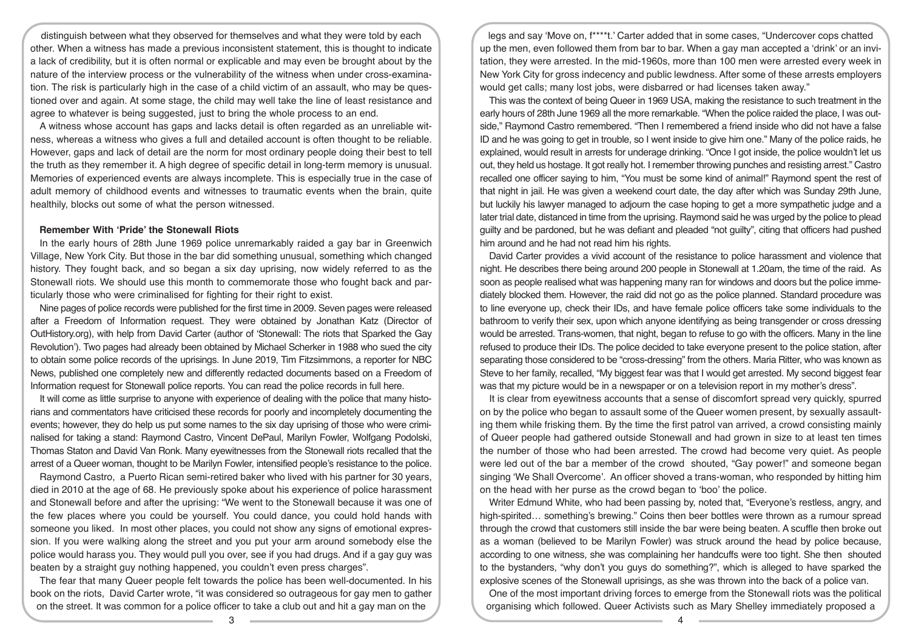distinguish between what they observed for themselves and what they were told by each other. When a witness has made a previous inconsistent statement, this is thought to indicate a lack of credibility, but it is often normal or explicable and may even be brought about by the nature of the interview process or the vulnerability of the witness when under cross-examination. The risk is particularly high in the case of a child victim of an assault, who may be questioned over and again. At some stage, the child may well take the line of least resistance and agree to whatever is being suggested, just to bring the whole process to an end.

A witness whose account has gaps and lacks detail is often regarded as an unreliable witness, whereas a witness who gives a full and detailed account is often thought to be reliable. However, gaps and lack of detail are the norm for most ordinary people doing their best to tell the truth as they remember it. A high degree of specific detail in long-term memory is unusual. Memories of experienced events are always incomplete. This is especially true in the case of adult memory of childhood events and witnesses to traumatic events when the brain, quite healthily, blocks out some of what the person witnessed.

## Remember With 'Pride' the Stonewall Riots

In the early hours of 28th June 1969 police unremarkably raided a gay bar in Greenwich Village, New York City. But those in the bar did something unusual, something which changed history. They fought back, and so began a six day uprising, now widely referred to as the Stonewall riots. We should use this month to commemorate those who fought back and particularly those who were criminalised for fighting for their right to exist.

Nine pages of police records were published for the first time in 2009. Seven pages were released after a Freedom of Information request. They were obtained by Jonathan Katz (Director of OutHistory.org), with help from David Carter (author of 'Stonewall: The riots that Sparked the Gay Revolution'). Two pages had already been obtained by Michael Scherker in 1988 who sued the city to obtain some police records of the uprisings. In June 2019, Tim Fitzsimmons, a reporter for NBC News, published one completely new and differently redacted documents based on a Freedom of Information request for Stonewall police reports. You can read the police records in full here.

It will come as little surprise to anyone with experience of dealing with the police that many historians and commentators have criticised these records for poorly and incompletely documenting the events; however, they do help us put some names to the six day uprising of those who were criminalised for taking a stand: Raymond Castro, Vincent DePaul, Marilyn Fowler, Wolfgang Podolski, Thomas Staton and David Van Ronk. Many eyewitnesses from the Stonewall riots recalled that the arrest of a Queer woman, thought to be Marilyn Fowler, intensified people's resistance to the police.

Raymond Castro, a Puerto Rican semi-retired baker who lived with his partner for 30 years, died in 2010 at the age of 68. He previously spoke about his experience of police harassment and Stonewall before and after the uprising: "We went to the Stonewall because it was one of the few places where you could be yourself. You could dance, you could hold hands with someone you liked. In most other places, you could not show any signs of emotional expression. If you were walking along the street and you put your arm around somebody else the police would harass you. They would pull you over, see if you had drugs. And if a gay guy was beaten by a straight guy nothing happened, you couldn't even press charges".

The fear that many Queer people felt towards the police has been well-documented. In his book on the riots, David Carter wrote, "it was considered so outrageous for gay men to gather on the street. It was common for a police officer to take a club out and hit a gay man on the legs and say 'Move on, f****t.' Carter added that in some cases, "Undercover cops chatted up the men, even followed them from bar to bar. When a gay man accepted a 'drink' or an invitation, they were arrested. In the mid-1960s, more than 100 men were arrested every week in New York City for gross indecency and public lewdness. After some of these arrests employers would get calls; many lost jobs, were disbarred or had licenses taken away."

This was the context of being Queer in 1969 USA, making the resistance to such treatment in the early hours of 28th June 1969 all the more remarkable. "When the police raided the place, I was outside," Raymond Castro remembered. "Then I remembered a friend inside who did not have a false ID and he was going to get in trouble, so I went inside to give him one." Many of the police raids, he explained, would result in arrests for underage drinking. "Once I got inside, the police wouldn't let us out, they held us hostage. It got really hot. I remember throwing punches and resisting arrest." Castro recalled one officer saying to him, "You must be some kind of animal!" Raymond spent the rest of that night in jail. He was given a weekend court date, the day after which was Sunday 29th June, but luckily his lawyer managed to adjourn the case hoping to get a more sympathetic judge and a later trial date, distanced in time from the uprising. Raymond said he was urged by the police to plead guilty and be pardoned, but he was defiant and pleaded "not guilty", citing that officers had pushed him around and he had not read him his rights.

David Carter provides a vivid account of the resistance to police harassment and violence that night. He describes there being around 200 people in Stonewall at 1.20am, the time of the raid. As soon as people realised what was happening many ran for windows and doors but the police immediately blocked them. However, the raid did not go as the police planned. Standard procedure was to line everyone up, check their IDs, and have female police officers take some individuals to the bathroom to verify their sex, upon which anyone identifying as being transgender or cross dressing would be arrested. Trans-women, that night, began to refuse to go with the officers. Many in the line refused to produce their IDs. The police decided to take everyone present to the police station, after separating those considered to be "cross-dressing" from the others. Maria Ritter, who was known as Steve to her family, recalled, "My biggest fear was that I would get arrested. My second biggest fear was that my picture would be in a newspaper or on a television report in my mother's dress".

It is clear from eyewitness accounts that a sense of discomfort spread very quickly, spurred on by the police who began to assault some of the Queer women present, by sexually assaulting them while frisking them. By the time the first patrol van arrived, a crowd consisting mainly of Queer people had gathered outside Stonewall and had grown in size to at least ten times the number of those who had been arrested. The crowd had become very quiet. As people were led out of the bar a member of the crowd shouted, "Gay power!" and someone began singing 'We Shall Overcome'. An officer shoved a trans-woman, who responded by hitting him on the head with her purse as the crowd began to 'boo' the police.

Writer Edmund White, who had been passing by, noted that, "Everyone's restless, angry, and high-spirited… something's brewing." Coins then beer bottles were thrown as a rumour spread through the crowd that customers still inside the bar were being beaten. A scuffle then broke out as a woman (believed to be Marilyn Fowler) was struck around the head by police because, according to one witness, she was complaining her handcuffs were too tight. She then shouted to the bystanders, "why don't you guys do something?", which is alleged to have sparked the explosive scenes of the Stonewall uprisings, as she was thrown into the back of a police van.

One of the most important driving forces to emerge from the Stonewall riots was the political organising which followed. Queer Activists such as Mary Shelley immediately proposed a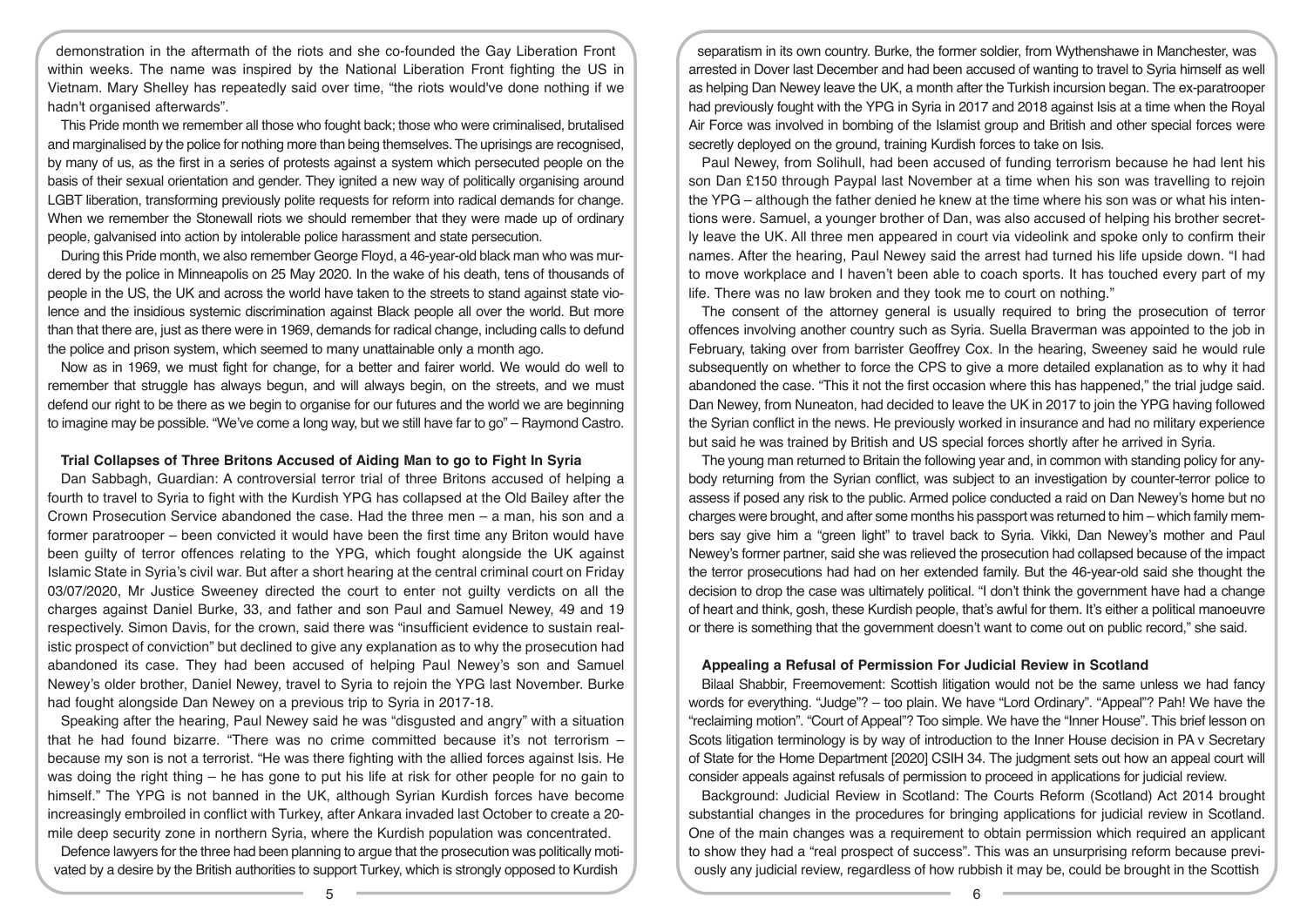demonstration in the aftermath of the riots and she co-founded the Gay Liberation Front within weeks. The name was inspired by the National Liberation Front fighting the US in Vietnam. Mary Shelley has repeatedly said over time, "the riots would've done nothing if we hadn't organised afterwards".

This Pride month we remember all those who fought back; those who were criminalised, brutalised and marginalised by the police for nothing more than being themselves. The uprisings are recognised, by many of us, as the first in a series of protests against a system which persecuted people on the basis of their sexual orientation and gender. They ignited a new way of politically organising around LGBT liberation, transforming previously polite requests for reform into radical demands for change. When we remember the Stonewall riots we should remember that they were made up of ordinary people, galvanised into action by intolerable police harassment and state persecution.

During this Pride month, we also remember George Floyd, a 46-year-old black man who was murdered by the police in Minneapolis on 25 May 2020. In the wake of his death, tens of thousands of people in the US, the UK and across the world have taken to the streets to stand against state violence and the insidious systemic discrimination against Black people all over the world. But more than that there are, just as there were in 1969, demands for radical change, including calls to defund the police and prison system, which seemed to many unattainable only a month ago.

Now as in 1969, we must fight for change, for a better and fairer world. We would do well to remember that struggle has always begun, and will always begin, on the streets, and we must defend our right to be there as we begin to organise for our futures and the world we are beginning to imagine may be possible. "We've come a long way, but we still have far to go" – Raymond Castro.

### Trial Collapses of Three Britons Accused of Aiding Man to go to Fight In Syria

Dan Sabbagh, Guardian: A controversial terror trial of three Britons accused of helping a fourth to travel to Syria to fight with the Kurdish YPG has collapsed at the Old Bailey after the Crown Prosecution Service abandoned the case. Had the three men – a man, his son and a former paratrooper – been convicted it would have been the first time any Briton would have been guilty of terror offences relating to the YPG, which fought alongside the UK against Islamic State in Syria's civil war. But after a short hearing at the central criminal court on Friday 03/07/2020, Mr Justice Sweeney directed the court to enter not guilty verdicts on all the charges against Daniel Burke, 33, and father and son Paul and Samuel Newey, 49 and 19 respectively. Simon Davis, for the crown, said there was "insufficient evidence to sustain realistic prospect of conviction" but declined to give any explanation as to why the prosecution had abandoned its case. They had been accused of helping Paul Newey's son and Samuel Newey's older brother, Daniel Newey, travel to Syria to rejoin the YPG last November. Burke had fought alongside Dan Newey on a previous trip to Syria in 2017-18.

Speaking after the hearing, Paul Newey said he was "disgusted and angry" with a situation that he had found bizarre. "There was no crime committed because it's not terrorism – because my son is not a terrorist. "He was there fighting with the allied forces against Isis. He was doing the right thing – he has gone to put his life at risk for other people for no gain to himself." The YPG is not banned in the UK, although Syrian Kurdish forces have become increasingly embroiled in conflict with Turkey, after Ankara invaded last October to create a 20-mile deep security zone in northern Syria, where the Kurdish population was concentrated.

Defence lawyers for the three had been planning to argue that the prosecution was politically motivated by a desire by the British authorities to support Turkey, which is strongly opposed to Kurdish separatism in its own country. Burke, the former soldier, from Wythenshawe in Manchester, was arrested in Dover last December and had been accused of wanting to travel to Syria himself as well as helping Dan Newey leave the UK, a month after the Turkish incursion began. The ex-paratrooper had previously fought with the YPG in Syria in 2017 and 2018 against Isis at a time when the Royal Air Force was involved in bombing of the Islamist group and British and other special forces were secretly deployed on the ground, training Kurdish forces to take on Isis.

Paul Newey, from Solihull, had been accused of funding terrorism because he had lent his son Dan £150 through Paypal last November at a time when his son was travelling to rejoin the YPG – although the father denied he knew at the time where his son was or what his intentions were. Samuel, a younger brother of Dan, was also accused of helping his brother secretly leave the UK. All three men appeared in court via videolink and spoke only to confirm their names. After the hearing, Paul Newey said the arrest had turned his life upside down. "I had to move workplace and I haven't been able to coach sports. It has touched every part of my life. There was no law broken and they took me to court on nothing."

The consent of the attorney general is usually required to bring the prosecution of terror offences involving another country such as Syria. Suella Braverman was appointed to the job in February, taking over from barrister Geoffrey Cox. In the hearing, Sweeney said he would rule subsequently on whether to force the CPS to give a more detailed explanation as to why it had abandoned the case. "This it not the first occasion where this has happened," the trial judge said. Dan Newey, from Nuneaton, had decided to leave the UK in 2017 to join the YPG having followed the Syrian conflict in the news. He previously worked in insurance and had no military experience but said he was trained by British and US special forces shortly after he arrived in Syria.

The young man returned to Britain the following year and, in common with standing policy for anybody returning from the Syrian conflict, was subject to an investigation by counter-terror police to assess if posed any risk to the public. Armed police conducted a raid on Dan Newey's home but no charges were brought, and after some months his passport was returned to him – which family members say give him a "green light" to travel back to Syria. Vikki, Dan Newey's mother and Paul Newey's former partner, said she was relieved the prosecution had collapsed because of the impact the terror prosecutions had had on her extended family. But the 46-year-old said she thought the decision to drop the case was ultimately political. "I don't think the government have had a change of heart and think, gosh, these Kurdish people, that's awful for them. It's either a political manoeuvre or there is something that the government doesn't want to come out on public record," she said.

### Appealing a Refusal of Permission For Judicial Review in Scotland

Bilaal Shabbir, Freemovement: Scottish litigation would not be the same unless we had fancy words for everything. "Judge"? – too plain. We have "Lord Ordinary". "Appeal"? Pah! We have the "reclaiming motion". "Court of Appeal"? Too simple. We have the "Inner House". This brief lesson on Scots litigation terminology is by way of introduction to the Inner House decision in PA v Secretary of State for the Home Department [2020] CSIH 34. The judgment sets out how an appeal court will consider appeals against refusals of permission to proceed in applications for judicial review.

Background: Judicial Review in Scotland: The Courts Reform (Scotland) Act 2014 brought substantial changes in the procedures for bringing applications for judicial review in Scotland. One of the main changes was a requirement to obtain permission which required an applicant to show they had a "real prospect of success". This was an unsurprising reform because previously any judicial review, regardless of how rubbish it may be, could be brought in the Scottish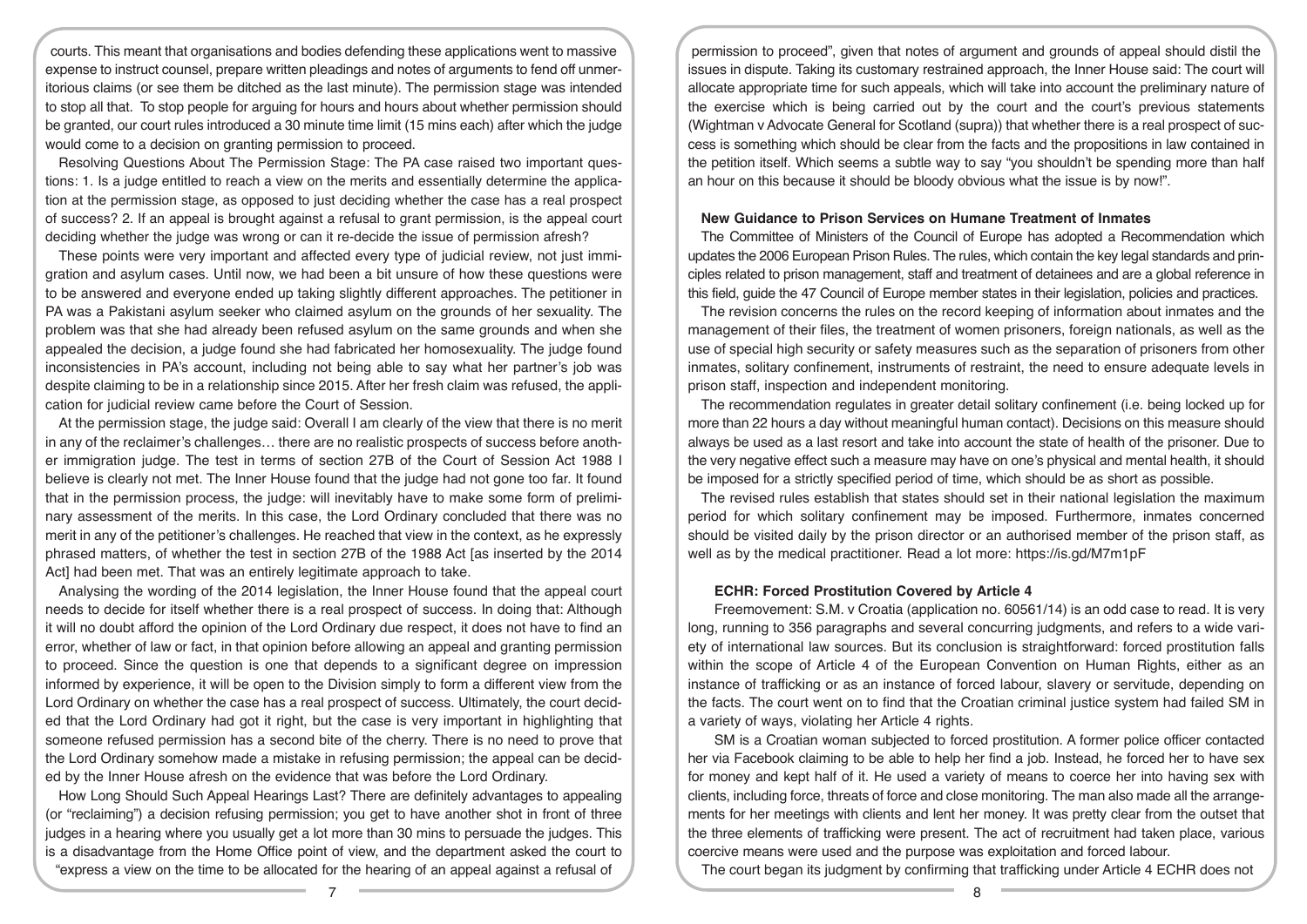courts. This meant that organisations and bodies defending these applications went to massive expense to instruct counsel, prepare written pleadings and notes of arguments to fend off unmeritorious claims (or see them be ditched as the last minute). The permission stage was intended to stop all that. To stop people for arguing for hours and hours about whether permission should be granted, our court rules introduced a 30 minute time limit (15 mins each) after which the judge would come to a decision on granting permission to proceed.

Resolving Questions About The Permission Stage: The PA case raised two important questions: 1. Is a judge entitled to reach a view on the merits and essentially determine the application at the permission stage, as opposed to just deciding whether the case has a real prospect of success? 2. If an appeal is brought against a refusal to grant permission, is the appeal court deciding whether the judge was wrong or can it re-decide the issue of permission afresh?

These points were very important and affected every type of judicial review, not just immigration and asylum cases. Until now, we had been a bit unsure of how these questions were to be answered and everyone ended up taking slightly different approaches. The petitioner in PA was a Pakistani asylum seeker who claimed asylum on the grounds of her sexuality. The problem was that she had already been refused asylum on the same grounds and when she appealed the decision, a judge found she had fabricated her homosexuality. The judge found inconsistencies in PA's account, including not being able to say what her partner's job was despite claiming to be in a relationship since 2015. After her fresh claim was refused, the application for judicial review came before the Court of Session.

At the permission stage, the judge said: Overall I am clearly of the view that there is no merit in any of the reclaimer's challenges… there are no realistic prospects of success before another immigration judge. The test in terms of section 27B of the Court of Session Act 1988 I believe is clearly not met. The Inner House found that the judge had not gone too far. It found that in the permission process, the judge: will inevitably have to make some form of preliminary assessment of the merits. In this case, the Lord Ordinary concluded that there was no merit in any of the petitioner's challenges. He reached that view in the context, as he expressly phrased matters, of whether the test in section 27B of the 1988 Act [as inserted by the 2014 Act] had been met. That was an entirely legitimate approach to take.

Analysing the wording of the 2014 legislation, the Inner House found that the appeal court needs to decide for itself whether there is a real prospect of success. In doing that: Although it will no doubt afford the opinion of the Lord Ordinary due respect, it does not have to find an error, whether of law or fact, in that opinion before allowing an appeal and granting permission to proceed. Since the question is one that depends to a significant degree on impression informed by experience, it will be open to the Division simply to form a different view from the Lord Ordinary on whether the case has a real prospect of success. Ultimately, the court decided that the Lord Ordinary had got it right, but the case is very important in highlighting that someone refused permission has a second bite of the cherry. There is no need to prove that the Lord Ordinary somehow made a mistake in refusing permission; the appeal can be decided by the Inner House afresh on the evidence that was before the Lord Ordinary.

How Long Should Such Appeal Hearings Last? There are definitely advantages to appealing (or "reclaiming") a decision refusing permission; you get to have another shot in front of three judges in a hearing where you usually get a lot more than 30 mins to persuade the judges. This is a disadvantage from the Home Office point of view, and the department asked the court to "express a view on the time to be allocated for the hearing of an appeal against a refusal of permission to proceed", given that notes of argument and grounds of appeal should distil the issues in dispute. Taking its customary restrained approach, the Inner House said: The court will allocate appropriate time for such appeals, which will take into account the preliminary nature of the exercise which is being carried out by the court and the court's previous statements (Wightman v Advocate General for Scotland (supra)) that whether there is a real prospect of success is something which should be clear from the facts and the propositions in law contained in the petition itself. Which seems a subtle way to say "you shouldn't be spending more than half an hour on this because it should be bloody obvious what the issue is by now!".

## New Guidance to Prison Services on Humane Treatment of Inmates

The Committee of Ministers of the Council of Europe has adopted a Recommendation which updates the 2006 European Prison Rules. The rules, which contain the key legal standards and principles related to prison management, staff and treatment of detainees and are a global reference in this field, guide the 47 Council of Europe member states in their legislation, policies and practices.

The revision concerns the rules on the record keeping of information about inmates and the management of their files, the treatment of women prisoners, foreign nationals, as well as the use of special high security or safety measures such as the separation of prisoners from other inmates, solitary confinement, instruments of restraint, the need to ensure adequate levels in prison staff, inspection and independent monitoring.

The recommendation regulates in greater detail solitary confinement (i.e. being locked up for more than 22 hours a day without meaningful human contact). Decisions on this measure should always be used as a last resort and take into account the state of health of the prisoner. Due to the very negative effect such a measure may have on one's physical and mental health, it should be imposed for a strictly specified period of time, which should be as short as possible.

The revised rules establish that states should set in their national legislation the maximum period for which solitary confinement may be imposed. Furthermore, inmates concerned should be visited daily by the prison director or an authorised member of the prison staff, as well as by the medical practitioner. Read a lot more: https://is.gd/M7m1pF

## ECHR: Forced Prostitution Covered by Article 4

Freemovement: S.M. v Croatia (application no. 60561/14) is an odd case to read. It is very long, running to 356 paragraphs and several concurring judgments, and refers to a wide variety of international law sources. But its conclusion is straightforward: forced prostitution falls within the scope of Article 4 of the European Convention on Human Rights, either as an instance of trafficking or as an instance of forced labour, slavery or servitude, depending on the facts. The court went on to find that the Croatian criminal justice system had failed SM in a variety of ways, violating her Article 4 rights.

SM is a Croatian woman subjected to forced prostitution. A former police officer contacted her via Facebook claiming to be able to help her find a job. Instead, he forced her to have sex for money and kept half of it. He used a variety of means to coerce her into having sex with clients, including force, threats of force and close monitoring. The man also made all the arrangements for her meetings with clients and lent her money. It was pretty clear from the outset that the three elements of trafficking were present. The act of recruitment had taken place, various coercive means were used and the purpose was exploitation and forced labour.

The court began its judgment by confirming that trafficking under Article 4 ECHR does not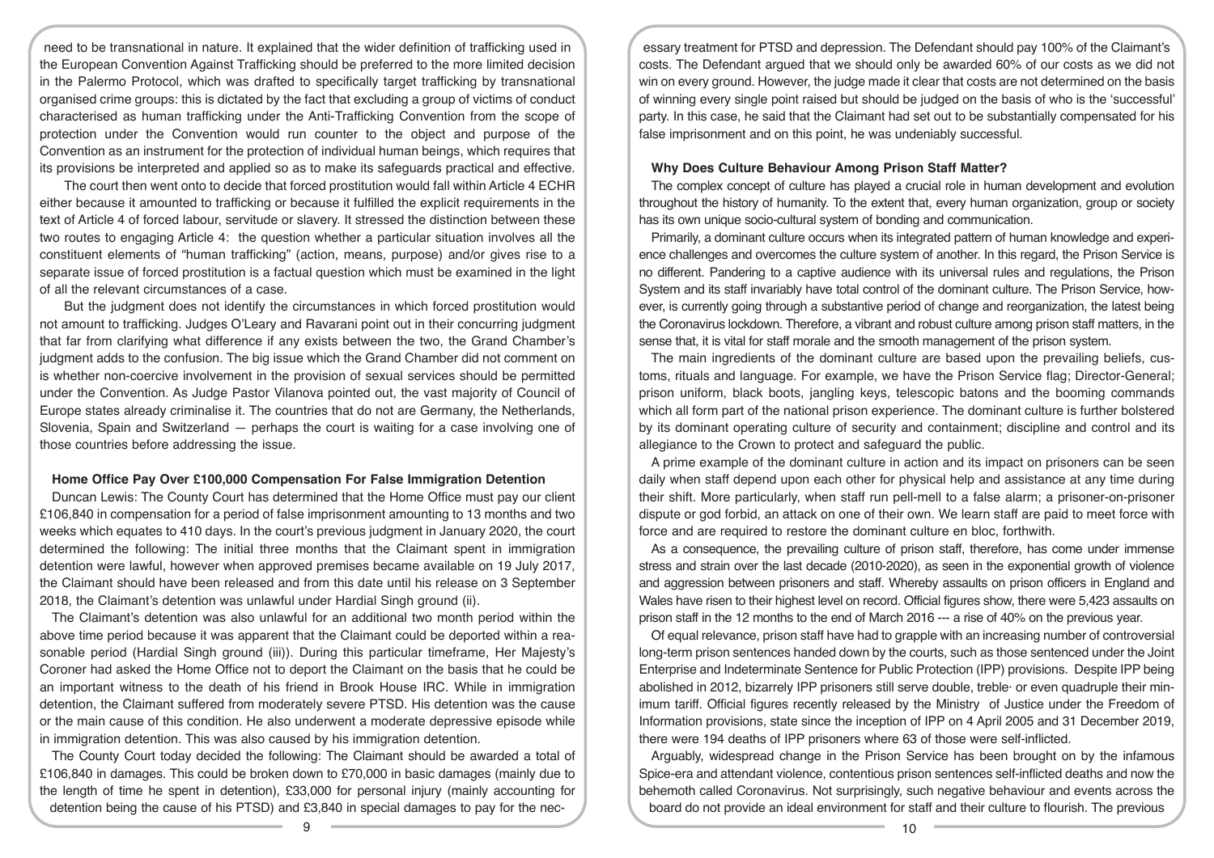need to be transnational in nature. It explained that the wider definition of trafficking used in the European Convention Against Trafficking should be preferred to the more limited decision in the Palermo Protocol, which was drafted to specifically target trafficking by transnational organised crime groups: this is dictated by the fact that excluding a group of victims of conduct characterised as human trafficking under the Anti-Trafficking Convention from the scope of protection under the Convention would run counter to the object and purpose of the Convention as an instrument for the protection of individual human beings, which requires that its provisions be interpreted and applied so as to make its safeguards practical and effective.

The court then went onto to decide that forced prostitution would fall within Article 4 ECHR either because it amounted to trafficking or because it fulfilled the explicit requirements in the text of Article 4 of forced labour, servitude or slavery. It stressed the distinction between these two routes to engaging Article 4: the question whether a particular situation involves all the constituent elements of "human trafficking" (action, means, purpose) and/or gives rise to a separate issue of forced prostitution is a factual question which must be examined in the light of all the relevant circumstances of a case.

But the judgment does not identify the circumstances in which forced prostitution would not amount to trafficking. Judges O'Leary and Ravarani point out in their concurring judgment that far from clarifying what difference if any exists between the two, the Grand Chamber's judgment adds to the confusion. The big issue which the Grand Chamber did not comment on is whether non-coercive involvement in the provision of sexual services should be permitted under the Convention. As Judge Pastor Vilanova pointed out, the vast majority of Council of Europe states already criminalise it. The countries that do not are Germany, the Netherlands, Slovenia, Spain and Switzerland — perhaps the court is waiting for a case involving one of those countries before addressing the issue.

### Home Office Pay Over £100,000 Compensation For False Immigration Detention

Duncan Lewis: The County Court has determined that the Home Office must pay our client £106,840 in compensation for a period of false imprisonment amounting to 13 months and two weeks which equates to 410 days. In the court's previous judgment in January 2020, the court determined the following: The initial three months that the Claimant spent in immigration detention were lawful, however when approved premises became available on 19 July 2017, the Claimant should have been released and from this date until his release on 3 September 2018, the Claimant's detention was unlawful under Hardial Singh ground (ii).

The Claimant's detention was also unlawful for an additional two month period within the above time period because it was apparent that the Claimant could be deported within a reasonable period (Hardial Singh ground (iii)). During this particular timeframe, Her Majesty's Coroner had asked the Home Office not to deport the Claimant on the basis that he could be an important witness to the death of his friend in Brook House IRC. While in immigration detention, the Claimant suffered from moderately severe PTSD. His detention was the cause or the main cause of this condition. He also underwent a moderate depressive episode while in immigration detention. This was also caused by his immigration detention.

The County Court today decided the following: The Claimant should be awarded a total of £106,840 in damages. This could be broken down to £70,000 in basic damages (mainly due to the length of time he spent in detention), £33,000 for personal injury (mainly accounting for detention being the cause of his PTSD) and £3,840 in special damages to pay for the necessary treatment for PTSD and depression. The Defendant should pay 100% of the Claimant's costs. The Defendant argued that we should only be awarded 60% of our costs as we did not win on every ground. However, the judge made it clear that costs are not determined on the basis of winning every single point raised but should be judged on the basis of who is the 'successful' party. In this case, he said that the Claimant had set out to be substantially compensated for his false imprisonment and on this point, he was undeniably successful.

### Why Does Culture Behaviour Among Prison Staff Matter?

The complex concept of culture has played a crucial role in human development and evolution throughout the history of humanity. To the extent that, every human organization, group or society has its own unique socio-cultural system of bonding and communication.

Primarily, a dominant culture occurs when its integrated pattern of human knowledge and experience challenges and overcomes the culture system of another. In this regard, the Prison Service is no different. Pandering to a captive audience with its universal rules and regulations, the Prison System and its staff invariably have total control of the dominant culture. The Prison Service, however, is currently going through a substantive period of change and reorganization, the latest being the Coronavirus lockdown. Therefore, a vibrant and robust culture among prison staff matters, in the sense that, it is vital for staff morale and the smooth management of the prison system.

The main ingredients of the dominant culture are based upon the prevailing beliefs, customs, rituals and language. For example, we have the Prison Service flag; Director-General; prison uniform, black boots, jangling keys, telescopic batons and the booming commands which all form part of the national prison experience. The dominant culture is further bolstered by its dominant operating culture of security and containment; discipline and control and its allegiance to the Crown to protect and safeguard the public.

A prime example of the dominant culture in action and its impact on prisoners can be seen daily when staff depend upon each other for physical help and assistance at any time during their shift. More particularly, when staff run pell-mell to a false alarm; a prisoner-on-prisoner dispute or god forbid, an attack on one of their own. We learn staff are paid to meet force with force and are required to restore the dominant culture en bloc, forthwith.

As a consequence, the prevailing culture of prison staff, therefore, has come under immense stress and strain over the last decade (2010-2020), as seen in the exponential growth of violence and aggression between prisoners and staff. Whereby assaults on prison officers in England and Wales have risen to their highest level on record. Official figures show, there were 5,423 assaults on prison staff in the 12 months to the end of March 2016 --- a rise of 40% on the previous year.

Of equal relevance, prison staff have had to grapple with an increasing number of controversial long-term prison sentences handed down by the courts, such as those sentenced under the Joint Enterprise and Indeterminate Sentence for Public Protection (IPP) provisions. Despite IPP being abolished in 2012, bizarrely IPP prisoners still serve double, treble· or even quadruple their minimum tariff. Official figures recently released by the Ministry of Justice under the Freedom of Information provisions, state since the inception of IPP on 4 April 2005 and 31 December 2019, there were 194 deaths of IPP prisoners where 63 of those were self-inflicted.

Arguably, widespread change in the Prison Service has been brought on by the infamous Spice-era and attendant violence, contentious prison sentences self-inflicted deaths and now the behemoth called Coronavirus. Not surprisingly, such negative behaviour and events across the board do not provide an ideal environment for staff and their culture to flourish. The previous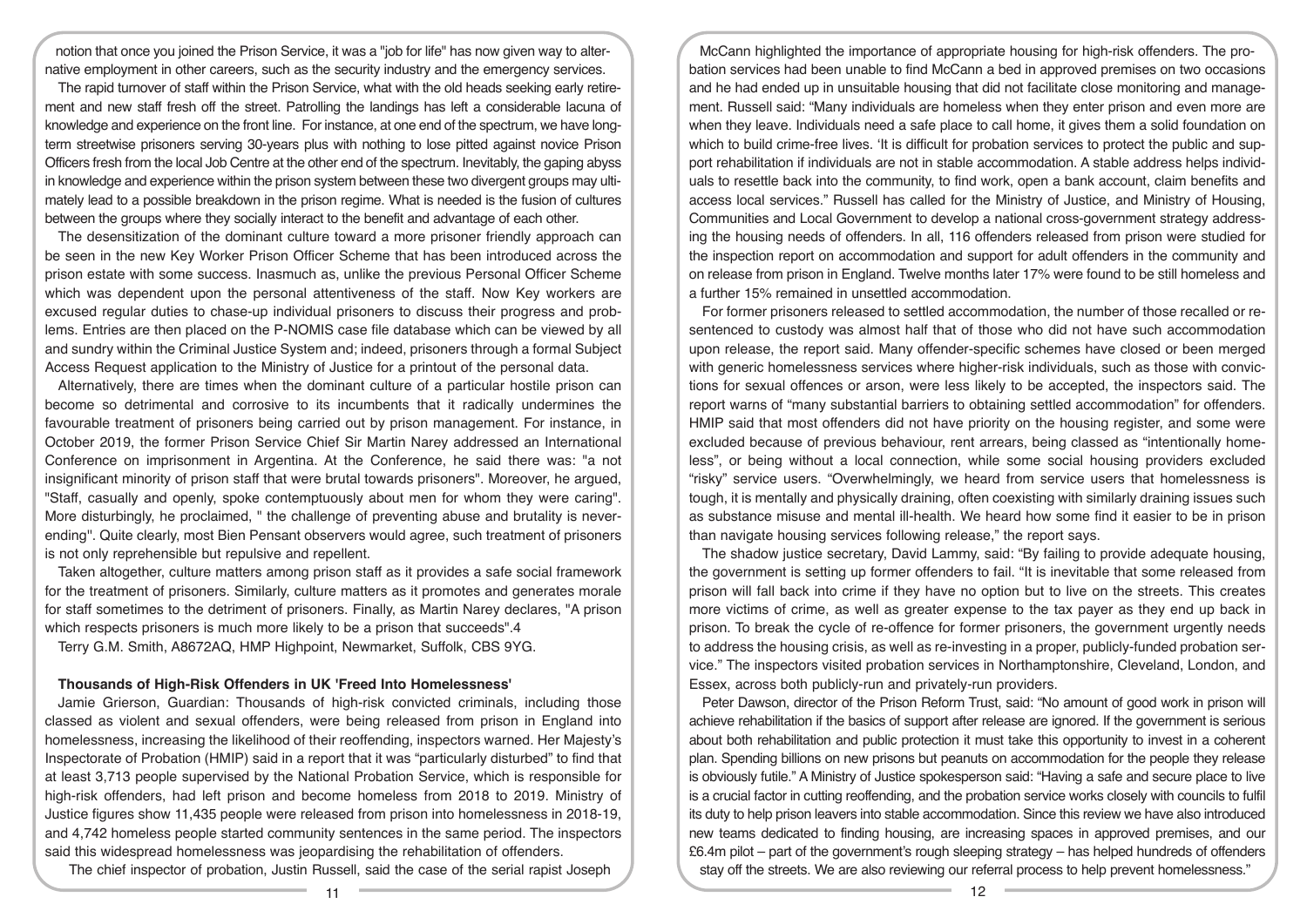notion that once you joined the Prison Service, it was a "job for life" has now given way to alternative employment in other careers, such as the security industry and the emergency services.

The rapid turnover of staff within the Prison Service, what with the old heads seeking early retirement and new staff fresh off the street. Patrolling the landings has left a considerable lacuna of knowledge and experience on the front line. For instance, at one end of the spectrum, we have long-term streetwise prisoners serving 30-years plus with nothing to lose pitted against novice Prison Officers fresh from the local Job Centre at the other end of the spectrum. Inevitably, the gaping abyss in knowledge and experience within the prison system between these two divergent groups may ultimately lead to a possible breakdown in the prison regime. What is needed is the fusion of cultures between the groups where they socially interact to the benefit and advantage of each other.

The desensitization of the dominant culture toward a more prisoner friendly approach can be seen in the new Key Worker Prison Officer Scheme that has been introduced across the prison estate with some success. Inasmuch as, unlike the previous Personal Officer Scheme which was dependent upon the personal attentiveness of the staff. Now Key workers are excused regular duties to chase-up individual prisoners to discuss their progress and problems. Entries are then placed on the P-NOMIS case file database which can be viewed by all and sundry within the Criminal Justice System and; indeed, prisoners through a formal Subject Access Request application to the Ministry of Justice for a printout of the personal data.

Alternatively, there are times when the dominant culture of a particular hostile prison can become so detrimental and corrosive to its incumbents that it radically undermines the favourable treatment of prisoners being carried out by prison management. For instance, in October 2019, the former Prison Service Chief Sir Martin Narey addressed an International Conference on imprisonment in Argentina. At the Conference, he said there was: "a not insignificant minority of prison staff that were brutal towards prisoners". Moreover, he argued, "Staff, casually and openly, spoke contemptuously about men for whom they were caring". More disturbingly, he proclaimed, " the challenge of preventing abuse and brutality is never-ending". Quite clearly, most Bien Pensant observers would agree, such treatment of prisoners is not only reprehensible but repulsive and repellent.

Taken altogether, culture matters among prison staff as it provides a safe social framework for the treatment of prisoners. Similarly, culture matters as it promotes and generates morale for staff sometimes to the detriment of prisoners. Finally, as Martin Narey declares, "A prison which respects prisoners is much more likely to be a prison that succeeds".4

Terry G.M. Smith, A8672AQ, HMP Highpoint, Newmarket, Suffolk, CBS 9YG.

## Thousands of High-Risk Offenders in UK 'Freed Into Homelessness'

Jamie Grierson, Guardian: Thousands of high-risk convicted criminals, including those classed as violent and sexual offenders, were being released from prison in England into homelessness, increasing the likelihood of their reoffending, inspectors warned. Her Majesty's Inspectorate of Probation (HMIP) said in a report that it was "particularly disturbed" to find that at least 3,713 people supervised by the National Probation Service, which is responsible for high-risk offenders, had left prison and become homeless from 2018 to 2019. Ministry of Justice figures show 11,435 people were released from prison into homelessness in 2018-19, and 4,742 homeless people started community sentences in the same period. The inspectors said this widespread homelessness was jeopardising the rehabilitation of offenders.

The chief inspector of probation, Justin Russell, said the case of the serial rapist Joseph McCann highlighted the importance of appropriate housing for high-risk offenders. The probation services had been unable to find McCann a bed in approved premises on two occasions and he had ended up in unsuitable housing that did not facilitate close monitoring and management. Russell said: "Many individuals are homeless when they enter prison and even more are when they leave. Individuals need a safe place to call home, it gives them a solid foundation on which to build crime-free lives. 'It is difficult for probation services to protect the public and support rehabilitation if individuals are not in stable accommodation. A stable address helps individuals to resettle back into the community, to find work, open a bank account, claim benefits and access local services." Russell has called for the Ministry of Justice, and Ministry of Housing, Communities and Local Government to develop a national cross-government strategy addressing the housing needs of offenders. In all, 116 offenders released from prison were studied for the inspection report on accommodation and support for adult offenders in the community and on release from prison in England. Twelve months later 17% were found to be still homeless and a further 15% remained in unsettled accommodation.

For former prisoners released to settled accommodation, the number of those recalled or re-sentenced to custody was almost half that of those who did not have such accommodation upon release, the report said. Many offender-specific schemes have closed or been merged with generic homelessness services where higher-risk individuals, such as those with convictions for sexual offences or arson, were less likely to be accepted, the inspectors said. The report warns of "many substantial barriers to obtaining settled accommodation" for offenders. HMIP said that most offenders did not have priority on the housing register, and some were excluded because of previous behaviour, rent arrears, being classed as "intentionally homeless", or being without a local connection, while some social housing providers excluded "risky" service users. "Overwhelmingly, we heard from service users that homelessness is tough, it is mentally and physically draining, often coexisting with similarly draining issues such as substance misuse and mental ill-health. We heard how some find it easier to be in prison than navigate housing services following release," the report says.

The shadow justice secretary, David Lammy, said: "By failing to provide adequate housing, the government is setting up former offenders to fail. "It is inevitable that some released from prison will fall back into crime if they have no option but to live on the streets. This creates more victims of crime, as well as greater expense to the tax payer as they end up back in prison. To break the cycle of re-offence for former prisoners, the government urgently needs to address the housing crisis, as well as re-investing in a proper, publicly-funded probation service." The inspectors visited probation services in Northamptonshire, Cleveland, London, and Essex, across both publicly-run and privately-run providers.

Peter Dawson, director of the Prison Reform Trust, said: "No amount of good work in prison will achieve rehabilitation if the basics of support after release are ignored. If the government is serious about both rehabilitation and public protection it must take this opportunity to invest in a coherent plan. Spending billions on new prisons but peanuts on accommodation for the people they release is obviously futile." A Ministry of Justice spokesperson said: "Having a safe and secure place to live is a crucial factor in cutting reoffending, and the probation service works closely with councils to fulfil its duty to help prison leavers into stable accommodation. Since this review we have also introduced new teams dedicated to finding housing, are increasing spaces in approved premises, and our £6.4m pilot – part of the government's rough sleeping strategy – has helped hundreds of offenders stay off the streets. We are also reviewing our referral process to help prevent homelessness."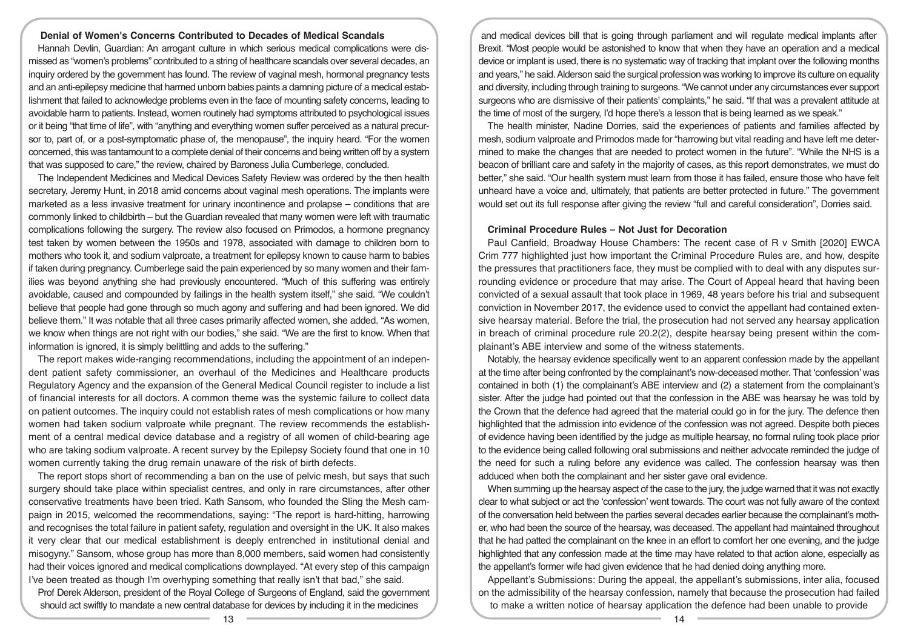### Denial of Women's Concerns Contributed to Decades of Medical Scandals

Hannah Devlin, Guardian: An arrogant culture in which serious medical complications were dismissed as "women's problems" contributed to a string of healthcare scandals over several decades, an inquiry ordered by the government has found. The review of vaginal mesh, hormonal pregnancy tests and an anti-epilepsy medicine that harmed unborn babies paints a damning picture of a medical establishment that failed to acknowledge problems even in the face of mounting safety concerns, leading to avoidable harm to patients. Instead, women routinely had symptoms attributed to psychological issues or it being "that time of life", with "anything and everything women suffer perceived as a natural precursor to, part of, or a post-symptomatic phase of, the menopause", the inquiry heard. "For the women concerned, this was tantamount to a complete denial of their concerns and being written off by a system that was supposed to care," the review, chaired by Baroness Julia Cumberlege, concluded.

The Independent Medicines and Medical Devices Safety Review was ordered by the then health secretary, Jeremy Hunt, in 2018 amid concerns about vaginal mesh operations. The implants were marketed as a less invasive treatment for urinary incontinence and prolapse – conditions that are commonly linked to childbirth – but the Guardian revealed that many women were left with traumatic complications following the surgery. The review also focused on Primodos, a hormone pregnancy test taken by women between the 1950s and 1978, associated with damage to children born to mothers who took it, and sodium valproate, a treatment for epilepsy known to cause harm to babies if taken during pregnancy. Cumberlege said the pain experienced by so many women and their families was beyond anything she had previously encountered. "Much of this suffering was entirely avoidable, caused and compounded by failings in the health system itself," she said. "We couldn't believe that people had gone through so much agony and suffering and had been ignored. We did believe them." It was notable that all three cases primarily affected women, she added. "As women, we know when things are not right with our bodies," she said. "We are the first to know. When that information is ignored, it is simply belittling and adds to the suffering."

The report makes wide-ranging recommendations, including the appointment of an independent patient safety commissioner, an overhaul of the Medicines and Healthcare products Regulatory Agency and the expansion of the General Medical Council register to include a list of financial interests for all doctors. A common theme was the systemic failure to collect data on patient outcomes. The inquiry could not establish rates of mesh complications or how many women had taken sodium valproate while pregnant. The review recommends the establishment of a central medical device database and a registry of all women of child-bearing age who are taking sodium valproate. A recent survey by the Epilepsy Society found that one in 10 women currently taking the drug remain unaware of the risk of birth defects.

The report stops short of recommending a ban on the use of pelvic mesh, but says that such surgery should take place within specialist centres, and only in rare circumstances, after other conservative treatments have been tried. Kath Sansom, who founded the Sling the Mesh campaign in 2015, welcomed the recommendations, saying: "The report is hard-hitting, harrowing and recognises the total failure in patient safety, regulation and oversight in the UK. It also makes it very clear that our medical establishment is deeply entrenched in institutional denial and misogyny." Sansom, whose group has more than 8,000 members, said women had consistently had their voices ignored and medical complications downplayed. "At every step of this campaign I've been treated as though I'm overhyping something that really isn't that bad," she said.

Prof Derek Alderson, president of the Royal College of Surgeons of England, said the government should act swiftly to mandate a new central database for devices by including it in the medicines and medical devices bill that is going through parliament and will regulate medical implants after Brexit. "Most people would be astonished to know that when they have an operation and a medical device or implant is used, there is no systematic way of tracking that implant over the following months and years," he said. Alderson said the surgical profession was working to improve its culture on equality and diversity, including through training to surgeons. "We cannot under any circumstances ever support surgeons who are dismissive of their patients' complaints," he said. "If that was a prevalent attitude at the time of most of the surgery, I'd hope there's a lesson that is being learned as we speak."

The health minister, Nadine Dorries, said the experiences of patients and families affected by mesh, sodium valproate and Primodos made for "harrowing but vital reading and have left me determined to make the changes that are needed to protect women in the future". "While the NHS is a beacon of brilliant care and safety in the majority of cases, as this report demonstrates, we must do better," she said. "Our health system must learn from those it has failed, ensure those who have felt unheard have a voice and, ultimately, that patients are better protected in future." The government would set out its full response after giving the review "full and careful consideration", Dorries said.

### Criminal Procedure Rules – Not Just for Decoration

Paul Canfield, Broadway House Chambers: The recent case of R v Smith [2020] EWCA Crim 777 highlighted just how important the Criminal Procedure Rules are, and how, despite the pressures that practitioners face, they must be complied with to deal with any disputes surrounding evidence or procedure that may arise. The Court of Appeal heard that having been convicted of a sexual assault that took place in 1969, 48 years before his trial and subsequent conviction in November 2017, the evidence used to convict the appellant had contained extensive hearsay material. Before the trial, the prosecution had not served any hearsay application in breach of criminal procedure rule 20.2(2), despite hearsay being present within the complainant's ABE interview and some of the witness statements.

Notably, the hearsay evidence specifically went to an apparent confession made by the appellant at the time after being confronted by the complainant's now-deceased mother. That 'confession' was contained in both (1) the complainant's ABE interview and (2) a statement from the complainant's sister. After the judge had pointed out that the confession in the ABE was hearsay he was told by the Crown that the defence had agreed that the material could go in for the jury. The defence then highlighted that the admission into evidence of the confession was not agreed. Despite both pieces of evidence having been identified by the judge as multiple hearsay, no formal ruling took place prior to the evidence being called following oral submissions and neither advocate reminded the judge of the need for such a ruling before any evidence was called. The confession hearsay was then adduced when both the complainant and her sister gave oral evidence.

When summing up the hearsay aspect of the case to the jury, the judge warned that it was not exactly clear to what subject or act the 'confession' went towards. The court was not fully aware of the context of the conversation held between the parties several decades earlier because the complainant's mother, who had been the source of the hearsay, was deceased. The appellant had maintained throughout that he had patted the complainant on the knee in an effort to comfort her one evening, and the judge highlighted that any confession made at the time may have related to that action alone, especially as the appellant's former wife had given evidence that he had denied doing anything more.

Appellant's Submissions: During the appeal, the appellant's submissions, inter alia, focused on the admissibility of the hearsay confession, namely that because the prosecution had failed to make a written notice of hearsay application the defence had been unable to provide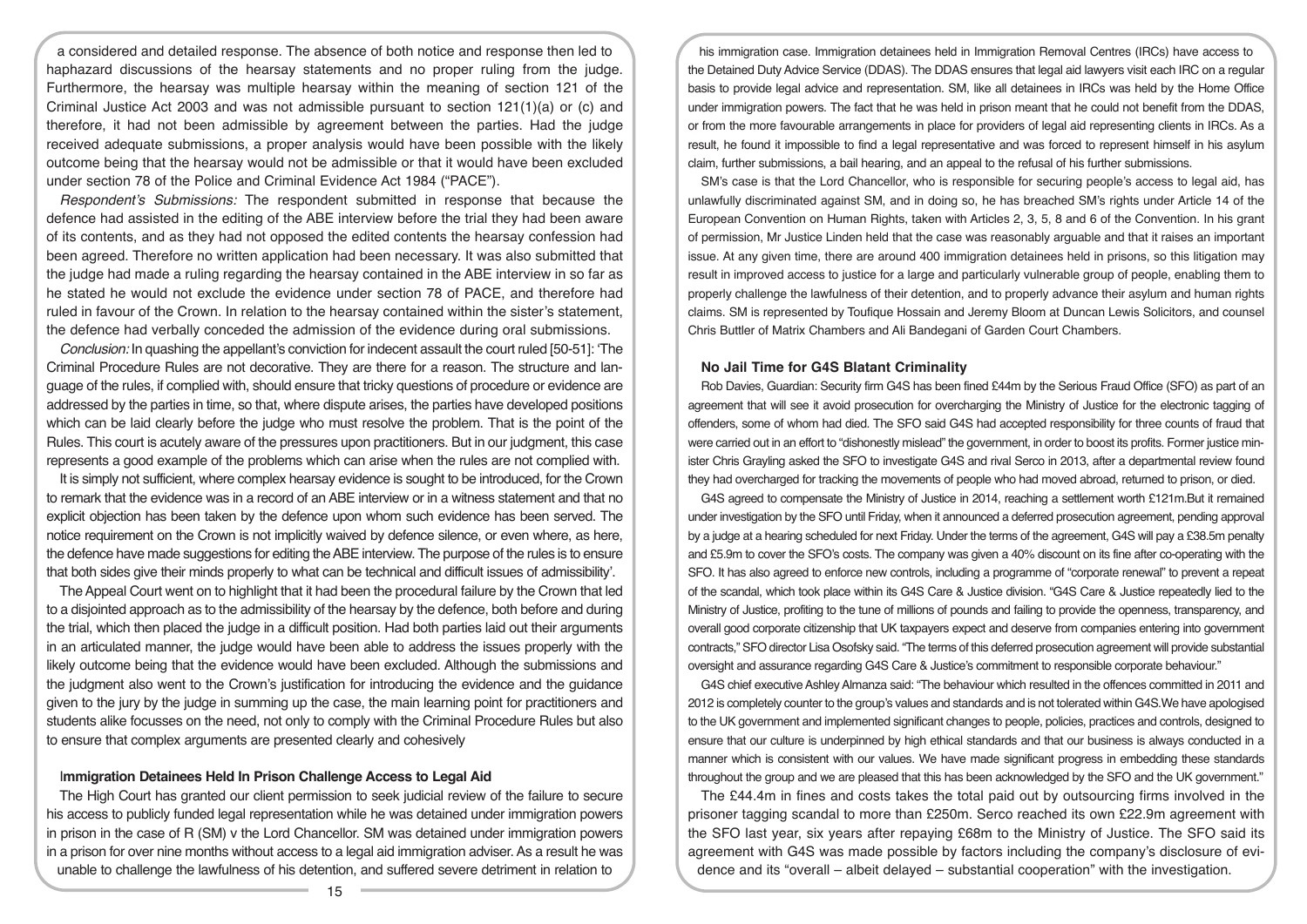a considered and detailed response. The absence of both notice and response then led to haphazard discussions of the hearsay statements and no proper ruling from the judge. Furthermore, the hearsay was multiple hearsay within the meaning of section 121 of the Criminal Justice Act 2003 and was not admissible pursuant to section 121(1)(a) or (c) and therefore, it had not been admissible by agreement between the parties. Had the judge received adequate submissions, a proper analysis would have been possible with the likely outcome being that the hearsay would not be admissible or that it would have been excluded under section 78 of the Police and Criminal Evidence Act 1984 ("PACE").

*Respondent's Submissions:* The respondent submitted in response that because the defence had assisted in the editing of the ABE interview before the trial they had been aware of its contents, and as they had not opposed the edited contents the hearsay confession had been agreed. Therefore no written application had been necessary. It was also submitted that the judge had made a ruling regarding the hearsay contained in the ABE interview in so far as he stated he would not exclude the evidence under section 78 of PACE, and therefore had ruled in favour of the Crown. In relation to the hearsay contained within the sister's statement, the defence had verbally conceded the admission of the evidence during oral submissions.

*Conclusion:* In quashing the appellant's conviction for indecent assault the court ruled [50-51]: 'The Criminal Procedure Rules are not decorative. They are there for a reason. The structure and language of the rules, if complied with, should ensure that tricky questions of procedure or evidence are addressed by the parties in time, so that, where dispute arises, the parties have developed positions which can be laid clearly before the judge who must resolve the problem. That is the point of the Rules. This court is acutely aware of the pressures upon practitioners. But in our judgment, this case represents a good example of the problems which can arise when the rules are not complied with.

It is simply not sufficient, where complex hearsay evidence is sought to be introduced, for the Crown to remark that the evidence was in a record of an ABE interview or in a witness statement and that no explicit objection has been taken by the defence upon whom such evidence has been served. The notice requirement on the Crown is not implicitly waived by defence silence, or even where, as here, the defence have made suggestions for editing the ABE interview. The purpose of the rules is to ensure that both sides give their minds properly to what can be technical and difficult issues of admissibility'.

The Appeal Court went on to highlight that it had been the procedural failure by the Crown that led to a disjointed approach as to the admissibility of the hearsay by the defence, both before and during the trial, which then placed the judge in a difficult position. Had both parties laid out their arguments in an articulated manner, the judge would have been able to address the issues properly with the likely outcome being that the evidence would have been excluded. Although the submissions and the judgment also went to the Crown's justification for introducing the evidence and the guidance given to the jury by the judge in summing up the case, the main learning point for practitioners and students alike focusses on the need, not only to comply with the Criminal Procedure Rules but also to ensure that complex arguments are presented clearly and cohesively

### Immigration Detainees Held In Prison Challenge Access to Legal Aid

The High Court has granted our client permission to seek judicial review of the failure to secure his access to publicly funded legal representation while he was detained under immigration powers in prison in the case of R (SM) v the Lord Chancellor. SM was detained under immigration powers in a prison for over nine months without access to a legal aid immigration adviser. As a result he was unable to challenge the lawfulness of his detention, and suffered severe detriment in relation to his immigration case. Immigration detainees held in Immigration Removal Centres (IRCs) have access to the Detained Duty Advice Service (DDAS). The DDAS ensures that legal aid lawyers visit each IRC on a regular basis to provide legal advice and representation. SM, like all detainees in IRCs was held by the Home Office under immigration powers. The fact that he was held in prison meant that he could not benefit from the DDAS, or from the more favourable arrangements in place for providers of legal aid representing clients in IRCs. As a result, he found it impossible to find a legal representative and was forced to represent himself in his asylum claim, further submissions, a bail hearing, and an appeal to the refusal of his further submissions.

SM's case is that the Lord Chancellor, who is responsible for securing people's access to legal aid, has unlawfully discriminated against SM, and in doing so, he has breached SM's rights under Article 14 of the European Convention on Human Rights, taken with Articles 2, 3, 5, 8 and 6 of the Convention. In his grant of permission, Mr Justice Linden held that the case was reasonably arguable and that it raises an important issue. At any given time, there are around 400 immigration detainees held in prisons, so this litigation may result in improved access to justice for a large and particularly vulnerable group of people, enabling them to properly challenge the lawfulness of their detention, and to properly advance their asylum and human rights claims. SM is represented by Toufique Hossain and Jeremy Bloom at Duncan Lewis Solicitors, and counsel Chris Buttler of Matrix Chambers and Ali Bandegani of Garden Court Chambers.

### No Jail Time for G4S Blatant Criminality

Rob Davies, Guardian: Security firm G4S has been fined £44m by the Serious Fraud Office (SFO) as part of an agreement that will see it avoid prosecution for overcharging the Ministry of Justice for the electronic tagging of offenders, some of whom had died. The SFO said G4S had accepted responsibility for three counts of fraud that were carried out in an effort to "dishonestly mislead" the government, in order to boost its profits. Former justice minister Chris Grayling asked the SFO to investigate G4S and rival Serco in 2013, after a departmental review found they had overcharged for tracking the movements of people who had moved abroad, returned to prison, or died.

G4S agreed to compensate the Ministry of Justice in 2014, reaching a settlement worth £121m.But it remained under investigation by the SFO until Friday, when it announced a deferred prosecution agreement, pending approval by a judge at a hearing scheduled for next Friday. Under the terms of the agreement, G4S will pay a £38.5m penalty and £5.9m to cover the SFO's costs. The company was given a 40% discount on its fine after co-operating with the SFO. It has also agreed to enforce new controls, including a programme of "corporate renewal" to prevent a repeat of the scandal, which took place within its G4S Care & Justice division. "G4S Care & Justice repeatedly lied to the Ministry of Justice, profiting to the tune of millions of pounds and failing to provide the openness, transparency, and overall good corporate citizenship that UK taxpayers expect and deserve from companies entering into government contracts," SFO director Lisa Osofsky said. "The terms of this deferred prosecution agreement will provide substantial oversight and assurance regarding G4S Care & Justice's commitment to responsible corporate behaviour."

G4S chief executive Ashley Almanza said: "The behaviour which resulted in the offences committed in 2011 and 2012 is completely counter to the group's values and standards and is not tolerated within G4S.We have apologised to the UK government and implemented significant changes to people, policies, practices and controls, designed to ensure that our culture is underpinned by high ethical standards and that our business is always conducted in a manner which is consistent with our values. We have made significant progress in embedding these standards throughout the group and we are pleased that this has been acknowledged by the SFO and the UK government."

The £44.4m in fines and costs takes the total paid out by outsourcing firms involved in the prisoner tagging scandal to more than £250m. Serco reached its own £22.9m agreement with the SFO last year, six years after repaying £68m to the Ministry of Justice. The SFO said its agreement with G4S was made possible by factors including the company's disclosure of evidence and its "overall – albeit delayed – substantial cooperation" with the investigation.